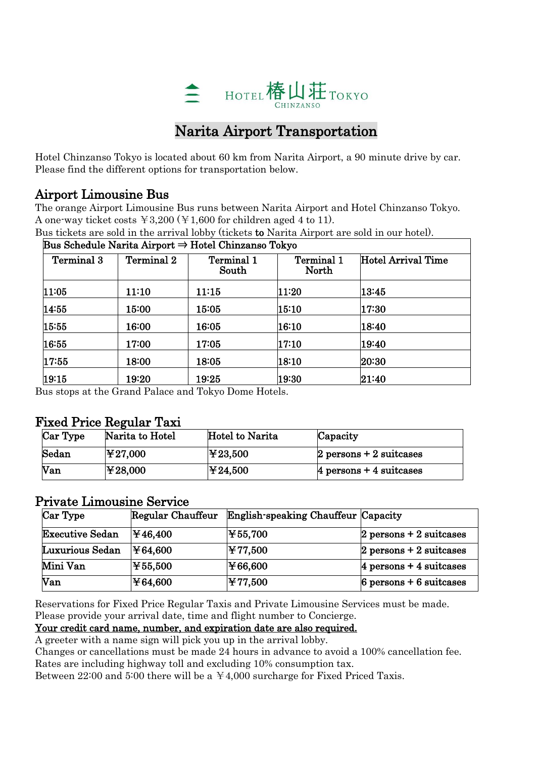HOTEL 椿山荘 TOKYO
CHINZANSO

# Narita Airport Transportation

Hotel Chinzanso Tokyo is located about 60 km from Narita Airport, a 90 minute drive by car. Please find the different options for transportation below.

## Airport Limousine Bus

The orange Airport Limousine Bus runs between Narita Airport and Hotel Chinzanso Tokyo. A one-way ticket costs ￥3,200 (￥1,600 for children aged 4 to 11).

Bus tickets are sold in the arrival lobby (tickets **to** Narita Airport are sold in our hotel).

| Bus Schedule Narita Airport ⇒ Hotel Chinzanso Tokyo | | | | |
|---|---|---|---|---|
| Terminal 3 | Terminal 2 | Terminal 1 South | Terminal 1 North | Hotel Arrival Time |
| 11:05 | 11:10 | 11:15 | 11:20 | 13:45 |
| 14:55 | 15:00 | 15:05 | 15:10 | 17:30 |
| 15:55 | 16:00 | 16:05 | 16:10 | 18:40 |
| 16:55 | 17:00 | 17:05 | 17:10 | 19:40 |
| 17:55 | 18:00 | 18:05 | 18:10 | 20:30 |
| 19:15 | 19:20 | 19:25 | 19:30 | 21:40 |

Bus stops at the Grand Palace and Tokyo Dome Hotels.

## Fixed Price Regular Taxi

| Car Type | Narita to Hotel | Hotel to Narita | Capacity |
|---|---|---|---|
| Sedan | ￥27,000 | ￥23,500 | 2 persons + 2 suitcases |
| Van | ￥28,000 | ￥24,500 | 4 persons + 4 suitcases |

## Private Limousine Service

| Car Type | Regular Chauffeur | English-speaking Chauffeur | Capacity |
|---|---|---|---|
| Executive Sedan | ￥46,400 | ￥55,700 | 2 persons + 2 suitcases |
| Luxurious Sedan | ￥64,600 | ￥77,500 | 2 persons + 2 suitcases |
| Mini Van | ￥55,500 | ￥66,600 | 4 persons + 4 suitcases |
| Van | ￥64,600 | ￥77,500 | 6 persons + 6 suitcases |

Reservations for Fixed Price Regular Taxis and Private Limousine Services must be made.
Please provide your arrival date, time and flight number to Concierge.

**<u>Your credit card name, number, and expiration date are also required.</u>**

A greeter with a name sign will pick you up in the arrival lobby.
Changes or cancellations must be made 24 hours in advance to avoid a 100% cancellation fee.
Rates are including highway toll and excluding 10% consumption tax.
Between 22:00 and 5:00 there will be a ￥4,000 surcharge for Fixed Priced Taxis.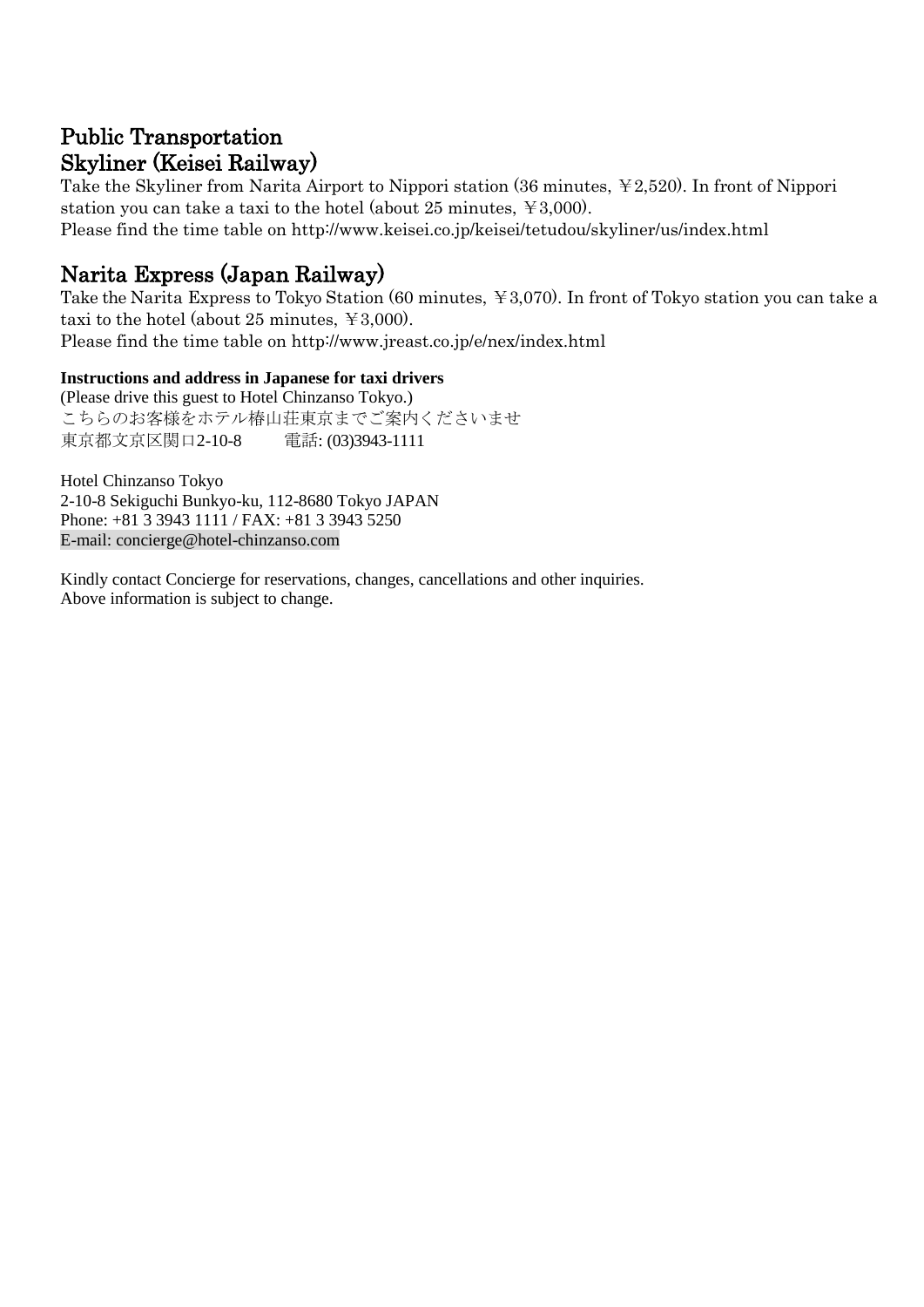## Public Transportation

## Skyliner (Keisei Railway)

Take the Skyliner from Narita Airport to Nippori station (36 minutes, ￥2,520). In front of Nippori station you can take a taxi to the hotel (about 25 minutes, ￥3,000).
Please find the time table on http://www.keisei.co.jp/keisei/tetudou/skyliner/us/index.html

## Narita Express (Japan Railway)

Take the Narita Express to Tokyo Station (60 minutes, ￥3,070). In front of Tokyo station you can take a taxi to the hotel (about 25 minutes, ￥3,000).
Please find the time table on http://www.jreast.co.jp/e/nex/index.html

**Instructions and address in Japanese for taxi drivers**

(Please drive this guest to Hotel Chinzanso Tokyo.)
こちらのお客様をホテル椿山荘東京までご案内くださいませ
東京都文京区関口2-10-8　　電話: (03)3943-1111

Hotel Chinzanso Tokyo
2-10-8 Sekiguchi Bunkyo-ku, 112-8680 Tokyo JAPAN
Phone: +81 3 3943 1111 / FAX: +81 3 3943 5250
E-mail: concierge@hotel-chinzanso.com

Kindly contact Concierge for reservations, changes, cancellations and other inquiries.
Above information is subject to change.